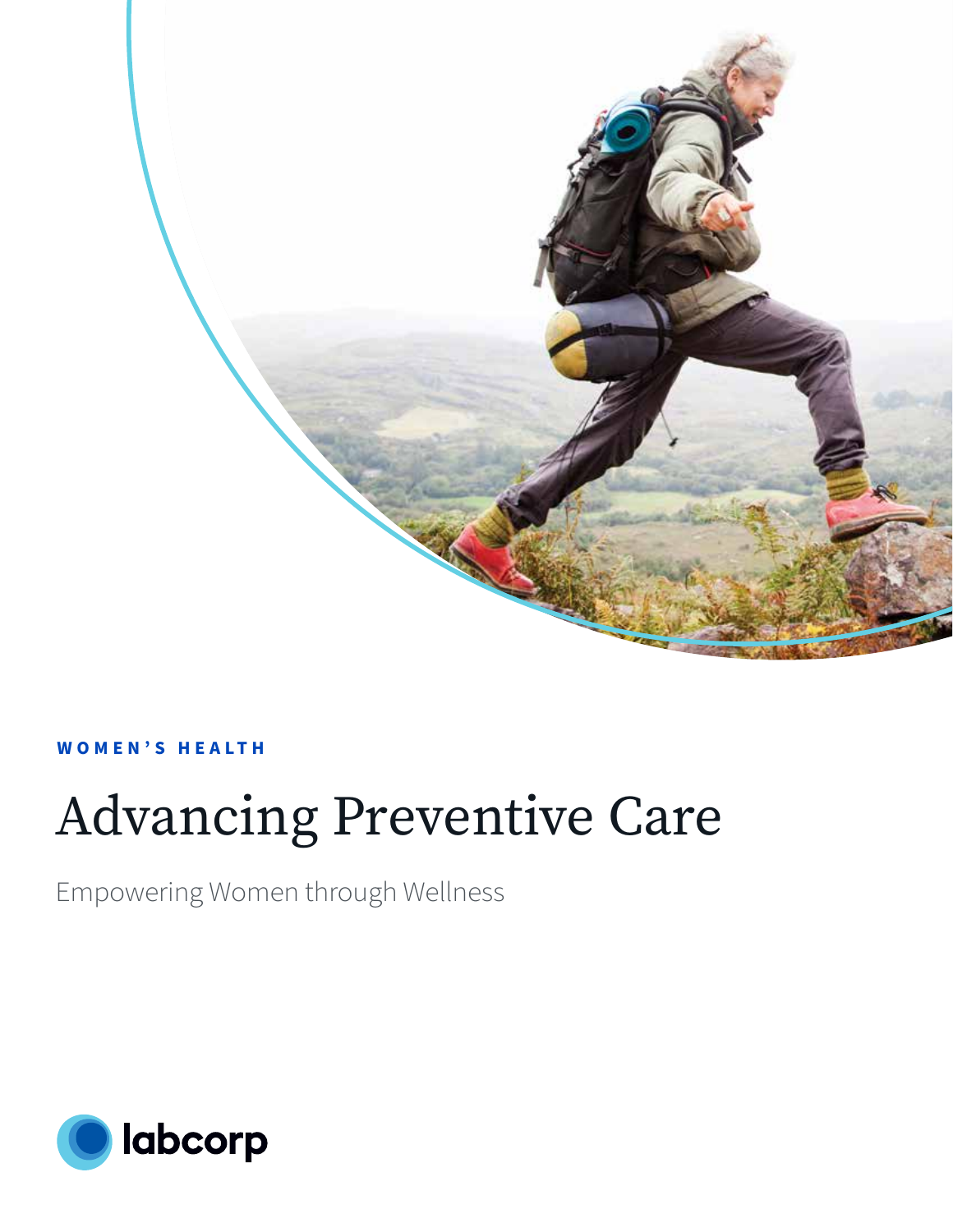**WOMEN'S HEALTH**

# Advancing Preventive Care

Empowering Women through Wellness

labcorp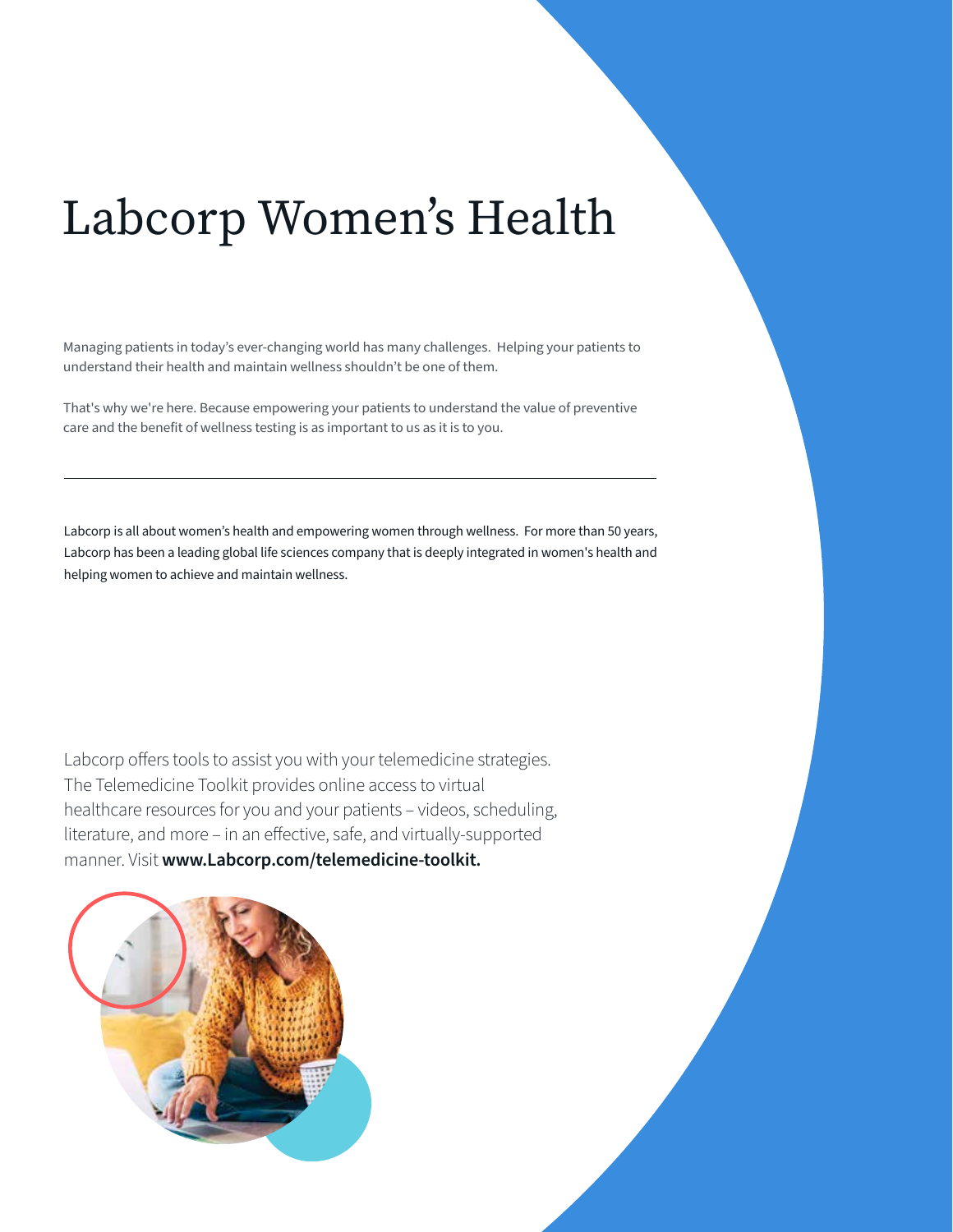# Labcorp Women's Health

Managing patients in today's ever-changing world has many challenges. Helping your patients to understand their health and maintain wellness shouldn't be one of them.

That's why we're here. Because empowering your patients to understand the value of preventive care and the benefit of wellness testing is as important to us as it is to you.

---

Labcorp is all about women's health and empowering women through wellness. For more than 50 years, Labcorp has been a leading global life sciences company that is deeply integrated in women's health and helping women to achieve and maintain wellness.

Labcorp offers tools to assist you with your telemedicine strategies. The Telemedicine Toolkit provides online access to virtual healthcare resources for you and your patients – videos, scheduling, literature, and more – in an effective, safe, and virtually-supported manner. Visit **www.Labcorp.com/telemedicine-toolkit.**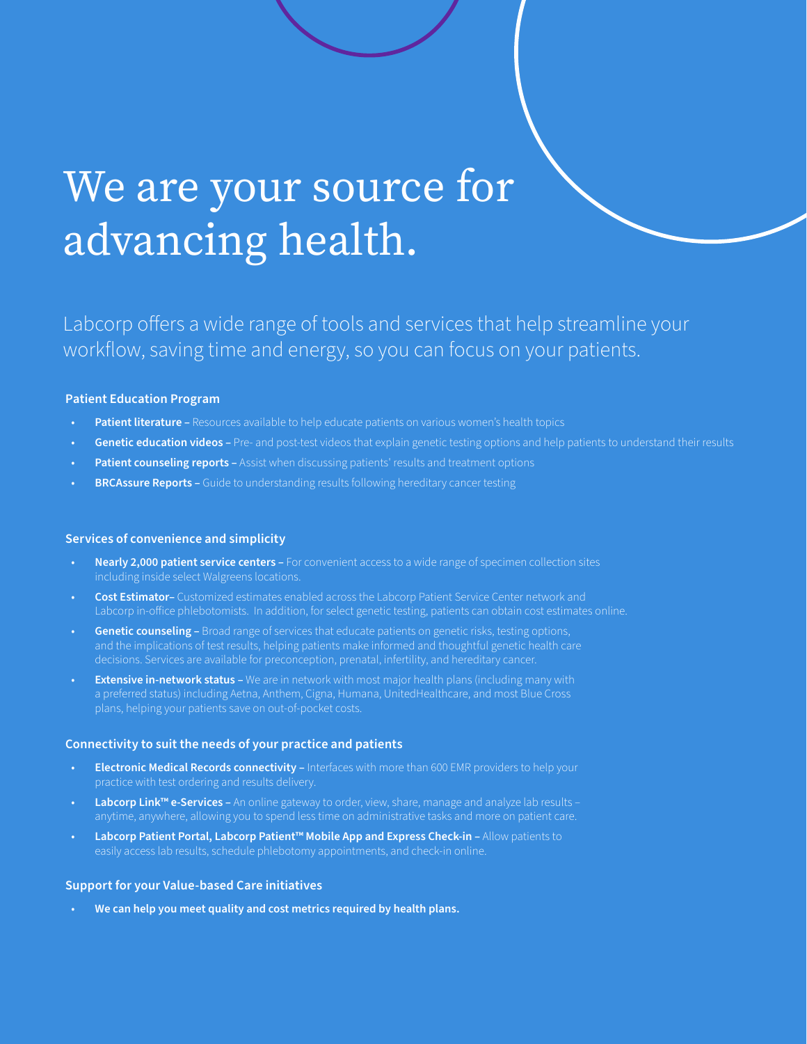# We are your source for advancing health.

Labcorp offers a wide range of tools and services that help streamline your workflow, saving time and energy, so you can focus on your patients.

### Patient Education Program

- **Patient literature –** Resources available to help educate patients on various women's health topics
- **Genetic education videos –** Pre- and post-test videos that explain genetic testing options and help patients to understand their results
- **Patient counseling reports –** Assist when discussing patients' results and treatment options
- **BRCAssure Reports –** Guide to understanding results following hereditary cancer testing

### Services of convenience and simplicity

- **Nearly 2,000 patient service centers –** For convenient access to a wide range of specimen collection sites including inside select Walgreens locations.
- **Cost Estimator–** Customized estimates enabled across the Labcorp Patient Service Center network and Labcorp in-office phlebotomists. In addition, for select genetic testing, patients can obtain cost estimates online.
- **Genetic counseling –** Broad range of services that educate patients on genetic risks, testing options, and the implications of test results, helping patients make informed and thoughtful genetic health care decisions. Services are available for preconception, prenatal, infertility, and hereditary cancer.
- **Extensive in-network status –** We are in network with most major health plans (including many with a preferred status) including Aetna, Anthem, Cigna, Humana, UnitedHealthcare, and most Blue Cross plans, helping your patients save on out-of-pocket costs.

### Connectivity to suit the needs of your practice and patients

- **Electronic Medical Records connectivity –** Interfaces with more than 600 EMR providers to help your practice with test ordering and results delivery.
- **Labcorp Link™ e-Services –** An online gateway to order, view, share, manage and analyze lab results – anytime, anywhere, allowing you to spend less time on administrative tasks and more on patient care.
- **Labcorp Patient Portal, Labcorp Patient™ Mobile App and Express Check-in –** Allow patients to easily access lab results, schedule phlebotomy appointments, and check-in online.

### Support for your Value-based Care initiatives

- **We can help you meet quality and cost metrics required by health plans.**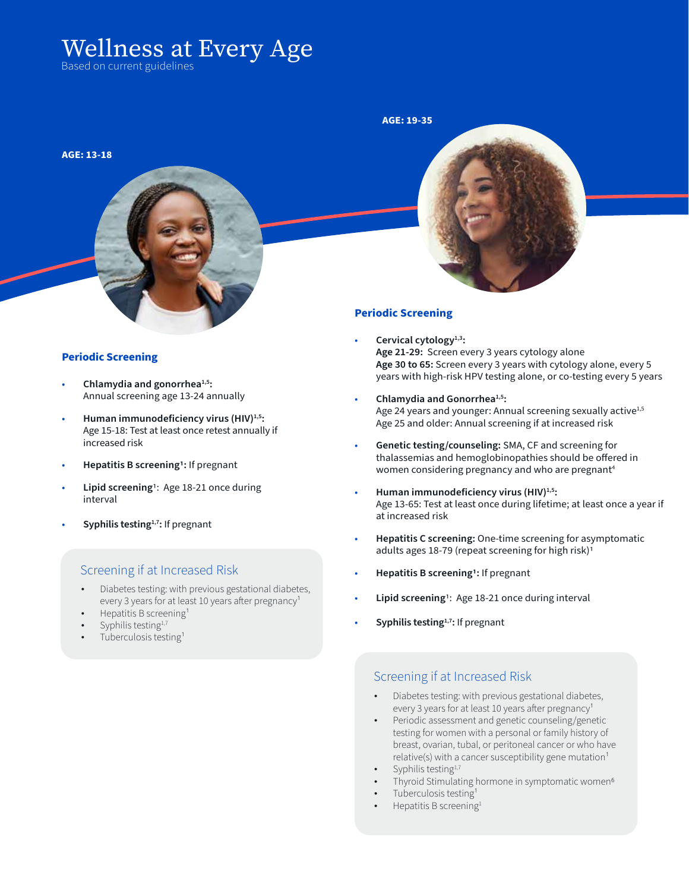# Wellness at Every Age

Based on current guidelines

## AGE: 13-18

### Periodic Screening

- **Chlamydia and gonorrhea[1,5]:** Annual screening age 13-24 annually
- **Human immunodeficiency virus (HIV)[1,5]:** Age 15-18: Test at least once retest annually if increased risk
- **Hepatitis B screening[1]:** If pregnant
- **Lipid screening[1]:** Age 18-21 once during interval
- **Syphilis testing[1,7]:** If pregnant

### Screening if at Increased Risk

- Diabetes testing: with previous gestational diabetes, every 3 years for at least 10 years after pregnancy[1]
- Hepatitis B screening[1]
- Syphilis testing[1,7]
- Tuberculosis testing[1]

## AGE: 19-35

### Periodic Screening

- **Cervical cytology[1,3]:**
  **Age 21-29:** Screen every 3 years cytology alone
  **Age 30 to 65:** Screen every 3 years with cytology alone, every 5 years with high-risk HPV testing alone, or co-testing every 5 years
- **Chlamydia and Gonorrhea[1,5]:**
  Age 24 years and younger: Annual screening sexually active[1,5]
  Age 25 and older: Annual screening if at increased risk
- **Genetic testing/counseling:** SMA, CF and screening for thalassemias and hemoglobinopathies should be offered in women considering pregnancy and who are pregnant[4]
- **Human immunodeficiency virus (HIV)[1,5]:** Age 13-65: Test at least once during lifetime; at least once a year if at increased risk
- **Hepatitis C screening:** One-time screening for asymptomatic adults ages 18-79 (repeat screening for high risk)[1]
- **Hepatitis B screening[1]:** If pregnant
- **Lipid screening[1]:** Age 18-21 once during interval
- **Syphilis testing[1,7]:** If pregnant

### Screening if at Increased Risk

- Diabetes testing: with previous gestational diabetes, every 3 years for at least 10 years after pregnancy[1]
- Periodic assessment and genetic counseling/genetic testing for women with a personal or family history of breast, ovarian, tubal, or peritoneal cancer or who have relative(s) with a cancer susceptibility gene mutation[1]
- Syphilis testing[1,7]
- Thyroid Stimulating hormone in symptomatic women[6]
- Tuberculosis testing[1]
- Hepatitis B screening[1]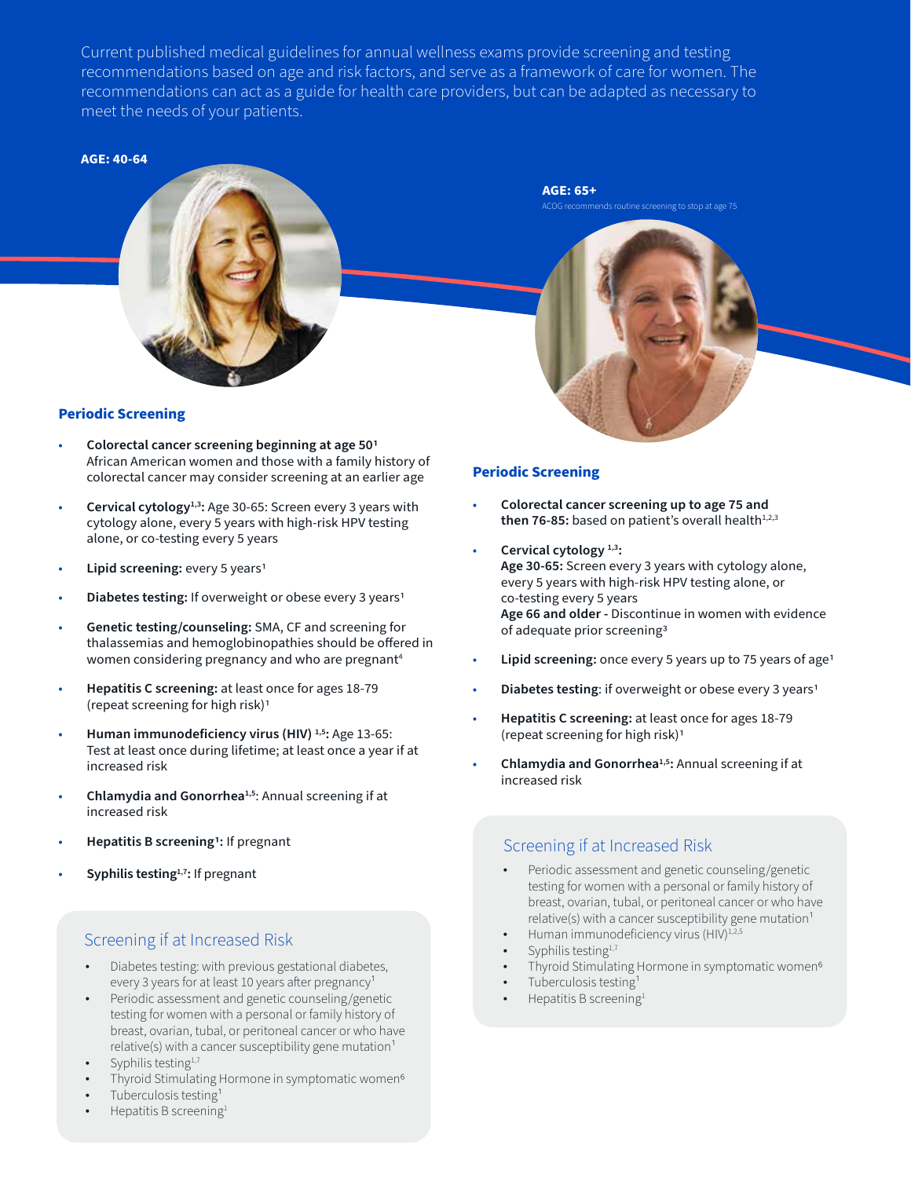Current published medical guidelines for annual wellness exams provide screening and testing recommendations based on age and risk factors, and serve as a framework of care for women. The recommendations can act as a guide for health care providers, but can be adapted as necessary to meet the needs of your patients.

## AGE: 40-64

### Periodic Screening

- **Colorectal cancer screening beginning at age 50[1]** African American women and those with a family history of colorectal cancer may consider screening at an earlier age
- **Cervical cytology[1,3]:** Age 30-65: Screen every 3 years with cytology alone, every 5 years with high-risk HPV testing alone, or co-testing every 5 years
- **Lipid screening:** every 5 years[1]
- **Diabetes testing:** If overweight or obese every 3 years[1]
- **Genetic testing/counseling:** SMA, CF and screening for thalassemias and hemoglobinopathies should be offered in women considering pregnancy and who are pregnant[4]
- **Hepatitis C screening:** at least once for ages 18-79 (repeat screening for high risk)[1]
- **Human immunodeficiency virus (HIV) [1,5]:** Age 13-65: Test at least once during lifetime; at least once a year if at increased risk
- **Chlamydia and Gonorrhea[1,5]:** Annual screening if at increased risk
- **Hepatitis B screening[1]:** If pregnant
- **Syphilis testing[1,7]:** If pregnant

### Screening if at Increased Risk

- Diabetes testing: with previous gestational diabetes, every 3 years for at least 10 years after pregnancy[1]
- Periodic assessment and genetic counseling/genetic testing for women with a personal or family history of breast, ovarian, tubal, or peritoneal cancer or who have relative(s) with a cancer susceptibility gene mutation[1]
- Syphilis testing[1,7]
- Thyroid Stimulating Hormone in symptomatic women[6]
- Tuberculosis testing[1]
- Hepatitis B screening[1]

## AGE: 65+

ACOG recommends routine screening to stop at age 75

### Periodic Screening

- **Colorectal cancer screening up to age 75 and then 76-85:** based on patient's overall health[1,2,3]
- **Cervical cytology [1,3]:**
  **Age 30-65:** Screen every 3 years with cytology alone, every 5 years with high-risk HPV testing alone, or co-testing every 5 years
  **Age 66 and older -** Discontinue in women with evidence of adequate prior screening[3]
- **Lipid screening:** once every 5 years up to 75 years of age[1]
- **Diabetes testing**: if overweight or obese every 3 years[1]
- **Hepatitis C screening:** at least once for ages 18-79 (repeat screening for high risk)[1]
- **Chlamydia and Gonorrhea[1,5]:** Annual screening if at increased risk

### Screening if at Increased Risk

- Periodic assessment and genetic counseling/genetic testing for women with a personal or family history of breast, ovarian, tubal, or peritoneal cancer or who have relative(s) with a cancer susceptibility gene mutation[1]
- Human immunodeficiency virus (HIV)[1,2,5]
- Syphilis testing[1,7]
- Thyroid Stimulating Hormone in symptomatic women[6]
- Tuberculosis testing[1]
- Hepatitis B screening[1]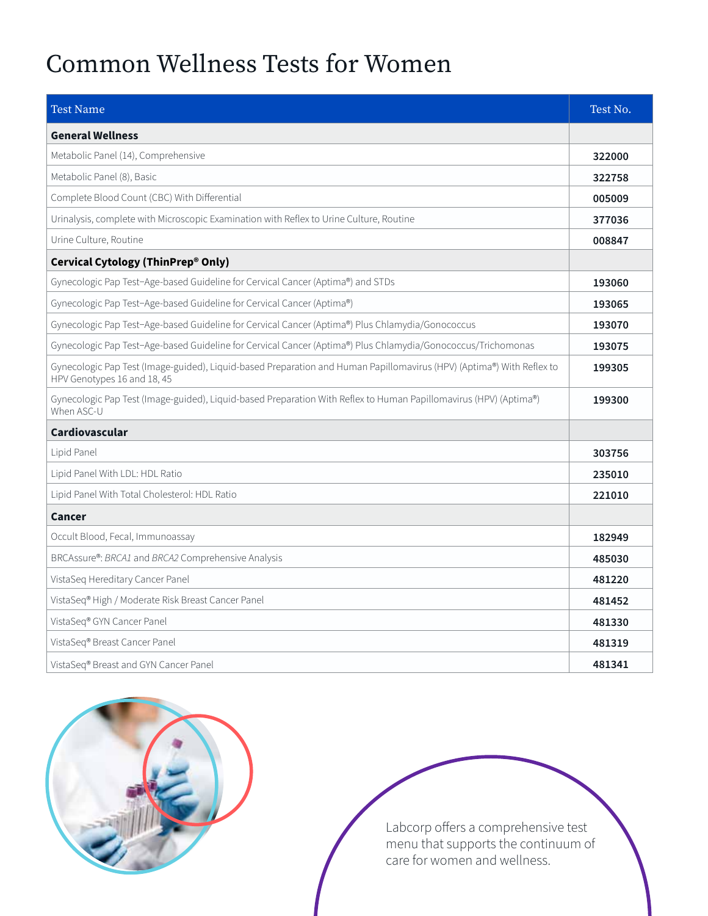# Common Wellness Tests for Women

| Test Name | Test No. |
| --- | --- |
| **General Wellness** | |
| Metabolic Panel (14), Comprehensive | **322000** |
| Metabolic Panel (8), Basic | **322758** |
| Complete Blood Count (CBC) With Differential | **005009** |
| Urinalysis, complete with Microscopic Examination with Reflex to Urine Culture, Routine | **377036** |
| Urine Culture, Routine | **008847** |
| **Cervical Cytology (ThinPrep® Only)** | |
| Gynecologic Pap Test–Age-based Guideline for Cervical Cancer (Aptima®) and STDs | **193060** |
| Gynecologic Pap Test–Age-based Guideline for Cervical Cancer (Aptima®) | **193065** |
| Gynecologic Pap Test–Age-based Guideline for Cervical Cancer (Aptima®) Plus Chlamydia/Gonococcus | **193070** |
| Gynecologic Pap Test–Age-based Guideline for Cervical Cancer (Aptima®) Plus Chlamydia/Gonococcus/Trichomonas | **193075** |
| Gynecologic Pap Test (Image-guided), Liquid-based Preparation and Human Papillomavirus (HPV) (Aptima®) With Reflex to HPV Genotypes 16 and 18, 45 | **199305** |
| Gynecologic Pap Test (Image-guided), Liquid-based Preparation With Reflex to Human Papillomavirus (HPV) (Aptima®) When ASC-U | **199300** |
| **Cardiovascular** | |
| Lipid Panel | **303756** |
| Lipid Panel With LDL: HDL Ratio | **235010** |
| Lipid Panel With Total Cholesterol: HDL Ratio | **221010** |
| **Cancer** | |
| Occult Blood, Fecal, Immunoassay | **182949** |
| BRCAssure®: *BRCA1* and *BRCA2* Comprehensive Analysis | **485030** |
| VistaSeq Hereditary Cancer Panel | **481220** |
| VistaSeq® High / Moderate Risk Breast Cancer Panel | **481452** |
| VistaSeq® GYN Cancer Panel | **481330** |
| VistaSeq® Breast Cancer Panel | **481319** |
| VistaSeq® Breast and GYN Cancer Panel | **481341** |

Labcorp offers a comprehensive test menu that supports the continuum of care for women and wellness.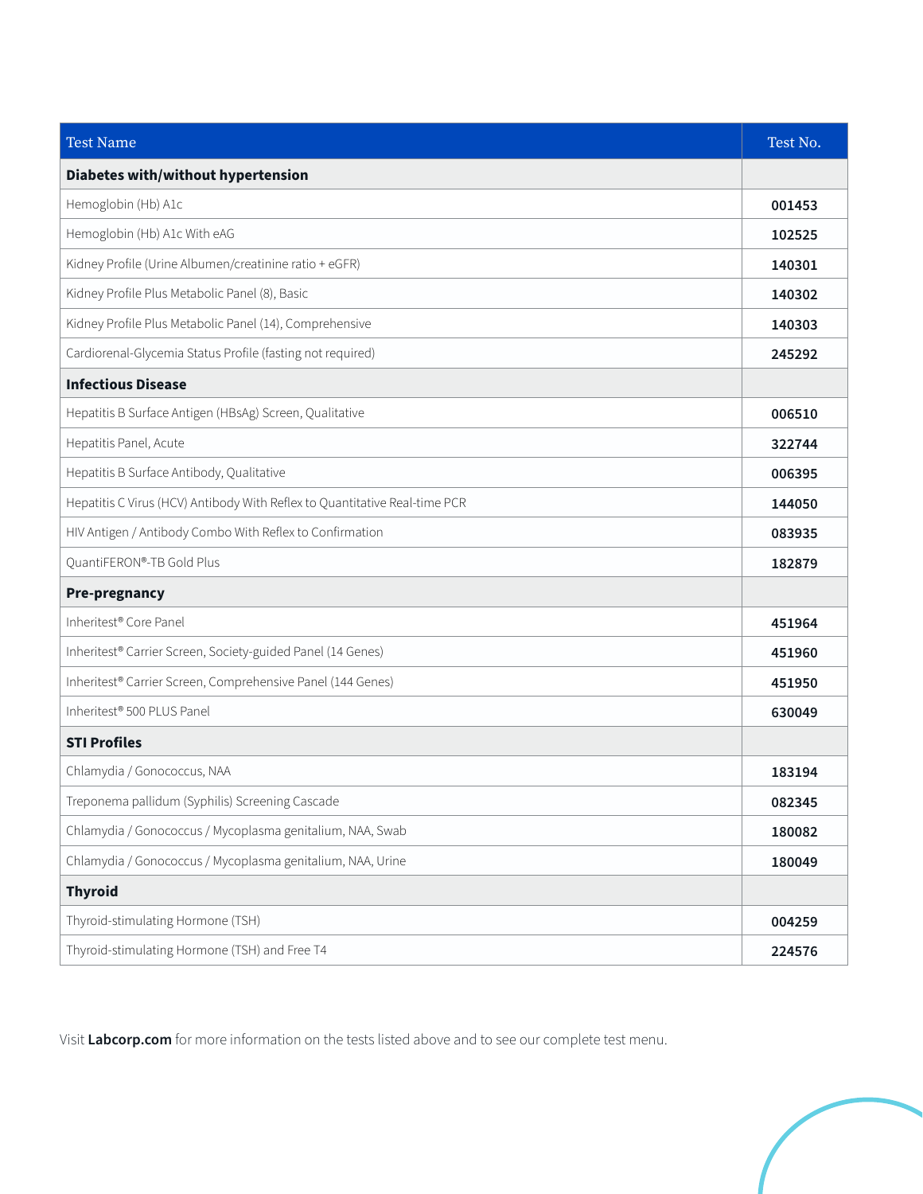| Test Name | Test No. |
|---|---|
| **Diabetes with/without hypertension** | |
| Hemoglobin (Hb) A1c | **001453** |
| Hemoglobin (Hb) A1c With eAG | **102525** |
| Kidney Profile (Urine Albumen/creatinine ratio + eGFR) | **140301** |
| Kidney Profile Plus Metabolic Panel (8), Basic | **140302** |
| Kidney Profile Plus Metabolic Panel (14), Comprehensive | **140303** |
| Cardiorenal-Glycemia Status Profile (fasting not required) | **245292** |
| **Infectious Disease** | |
| Hepatitis B Surface Antigen (HBsAg) Screen, Qualitative | **006510** |
| Hepatitis Panel, Acute | **322744** |
| Hepatitis B Surface Antibody, Qualitative | **006395** |
| Hepatitis C Virus (HCV) Antibody With Reflex to Quantitative Real-time PCR | **144050** |
| HIV Antigen / Antibody Combo With Reflex to Confirmation | **083935** |
| QuantiFERON®-TB Gold Plus | **182879** |
| **Pre-pregnancy** | |
| Inheritest® Core Panel | **451964** |
| Inheritest® Carrier Screen, Society-guided Panel (14 Genes) | **451960** |
| Inheritest® Carrier Screen, Comprehensive Panel (144 Genes) | **451950** |
| Inheritest® 500 PLUS Panel | **630049** |
| **STI Profiles** | |
| Chlamydia / Gonococcus, NAA | **183194** |
| Treponema pallidum (Syphilis) Screening Cascade | **082345** |
| Chlamydia / Gonococcus / Mycoplasma genitalium, NAA, Swab | **180082** |
| Chlamydia / Gonococcus / Mycoplasma genitalium, NAA, Urine | **180049** |
| **Thyroid** | |
| Thyroid-stimulating Hormone (TSH) | **004259** |
| Thyroid-stimulating Hormone (TSH) and Free T4 | **224576** |

Visit **Labcorp.com** for more information on the tests listed above and to see our complete test menu.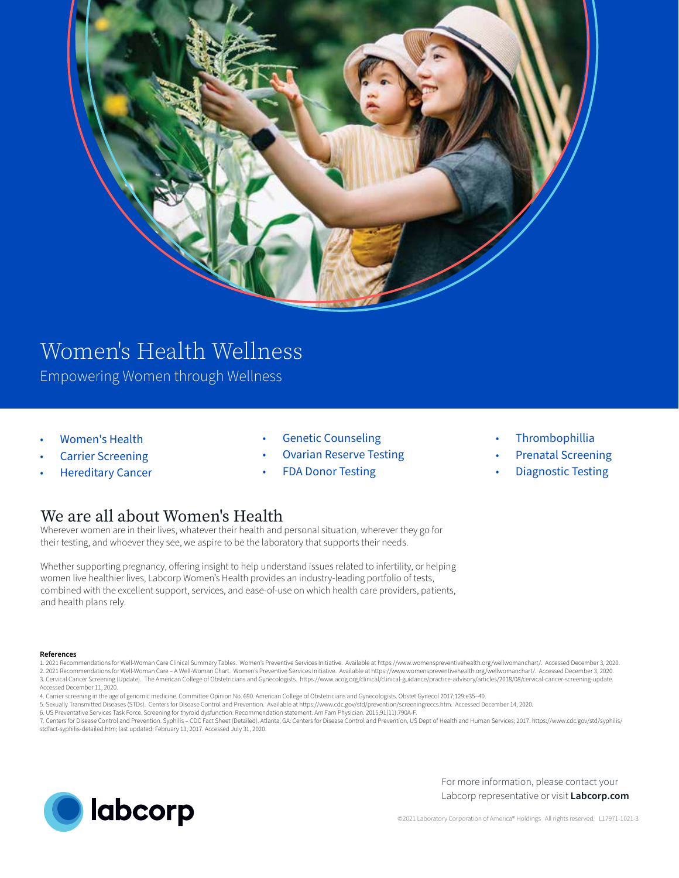# Women's Health Wellness

Empowering Women through Wellness

- Women's Health
- Carrier Screening
- Hereditary Cancer
- Genetic Counseling
- Ovarian Reserve Testing
- FDA Donor Testing
- Thrombophillia
- Prenatal Screening
- Diagnostic Testing

## We are all about Women's Health

Wherever women are in their lives, whatever their health and personal situation, wherever they go for their testing, and whoever they see, we aspire to be the laboratory that supports their needs.

Whether supporting pregnancy, offering insight to help understand issues related to infertility, or helping women live healthier lives, Labcorp Women's Health provides an industry-leading portfolio of tests, combined with the excellent support, services, and ease-of-use on which health care providers, patients, and health plans rely.

**References**

1. 2021 Recommendations for Well-Woman Care Clinical Summary Tables. Women's Preventive Services Initiative. Available at https://www.womenspreventivehealth.org/wellwomanchart/. Accessed December 3, 2020.
2. 2021 Recommendations for Well-Woman Care – A Well-Woman Chart. Women's Preventive Services Initiative. Available at https://www.womenspreventivehealth.org/wellwomanchart/. Accessed December 3, 2020.
3. Cervical Cancer Screening (Update). The American College of Obstetricians and Gynecologists. https://www.acog.org/clinical/clinical-guidance/practice-advisory/articles/2018/08/cervical-cancer-screening-update. Accessed December 11, 2020.
4. Carrier screening in the age of genomic medicine. Committee Opinion No. 690. American College of Obstetricians and Gynecologists. Obstet Gynecol 2017;129:e35–40.
5. Sexually Transmitted Diseases (STDs). Centers for Disease Control and Prevention. Available at https://www.cdc.gov/std/prevention/screeningreccs.htm. Accessed December 14, 2020.
6. US Preventative Services Task Force. Screening for thyroid dysfunction: Recommendation statement. Am Fam Physician. 2015;91(11):790A-F.
7. Centers for Disease Control and Prevention. Syphilis – CDC Fact Sheet (Detailed). Atlanta, GA: Centers for Disease Control and Prevention, US Dept of Health and Human Services; 2017. https://www.cdc.gov/std/syphilis/stdfact-syphilis-detailed.htm; last updated: February 13, 2017. Accessed July 31, 2020.

For more information, please contact your Labcorp representative or visit **Labcorp.com**

labcorp

©2021 Laboratory Corporation of America® Holdings All rights reserved. L17971-1021-3